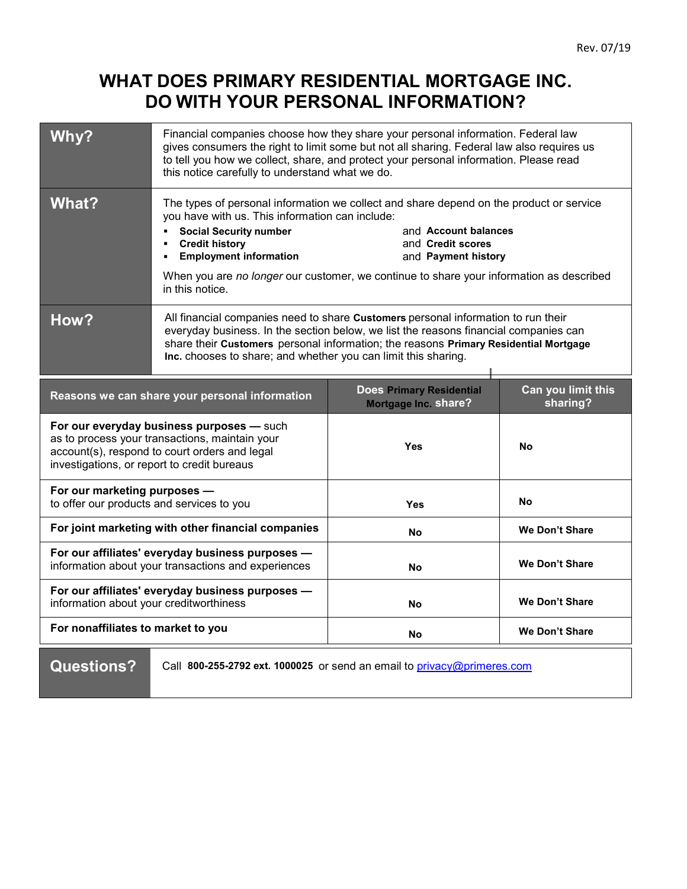Rev. 07/19

# WHAT DOES PRIMARY RESIDENTIAL MORTGAGE INC. DO WITH YOUR PERSONAL INFORMATION?

| | |
|---|---|
| **Why?** | Financial companies choose how they share your personal information. Federal law gives consumers the right to limit some but not all sharing. Federal law also requires us to tell you how we collect, share, and protect your personal information. Please read this notice carefully to understand what we do. |
| **What?** | The types of personal information we collect and share depend on the product or service you have with us. This information can include:<br>▪ **Social Security number** and **Account balances**<br>▪ **Credit history** and **Credit scores**<br>▪ **Employment information** and **Payment history**<br><br>When you are *no longer* our customer, we continue to share your information as described in this notice. |
| **How?** | All financial companies need to share **Customers** personal information to run their everyday business. In the section below, we list the reasons financial companies can share their **Customers** personal information; the reasons **Primary Residential Mortgage Inc.** chooses to share; and whether you can limit this sharing. |

| Reasons we can share your personal information | Does Primary Residential Mortgage Inc. share? | Can you limit this sharing? |
|---|---|---|
| **For our everyday business purposes —** such as to process your transactions, maintain your account(s), respond to court orders and legal investigations, or report to credit bureaus | **Yes** | **No** |
| **For our marketing purposes —** to offer our products and services to you | **Yes** | **No** |
| **For joint marketing with other financial companies** | **No** | **We Don't Share** |
| **For our affiliates' everyday business purposes —** information about your transactions and experiences | **No** | **We Don't Share** |
| **For our affiliates' everyday business purposes —** information about your creditworthiness | **No** | **We Don't Share** |
| **For nonaffiliates to market to you** | **No** | **We Don't Share** |

| | |
|---|---|
| **Questions?** | Call **800-255-2792 ext. 1000025** or send an email to [privacy@primeres.com](mailto:privacy@primeres.com) |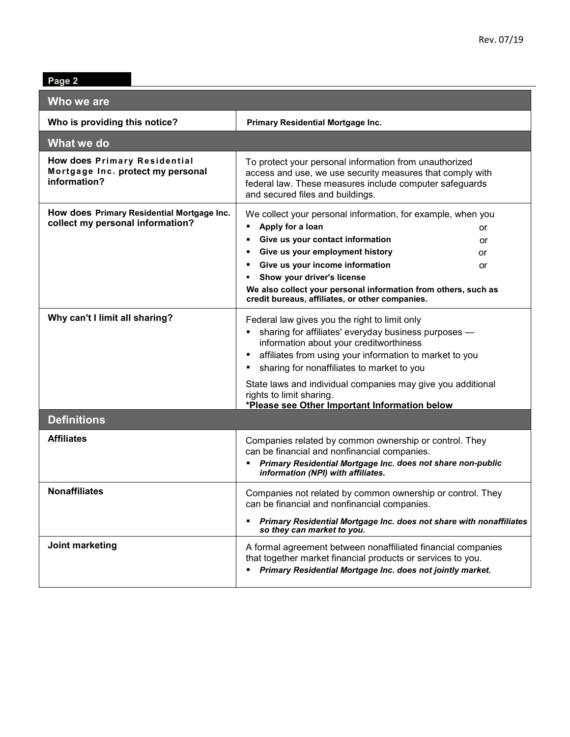**Page 2**

| Who we are | |
|---|---|
| **Who is providing this notice?** | **Primary Residential Mortgage Inc.** |

| What we do | |
|---|---|
| **How does Primary Residential Mortgage Inc. protect my personal information?** | To protect your personal information from unauthorized access and use, we use security measures that comply with federal law. These measures include computer safeguards and secured files and buildings. |
| **How does Primary Residential Mortgage Inc. collect my personal information?** | We collect your personal information, for example, when you<br>▪ **Apply for a loan** or<br>▪ **Give us your contact information** or<br>▪ **Give us your employment history** or<br>▪ **Give us your income information** or<br>▪ **Show your driver's license**<br>**We also collect your personal information from others, such as credit bureaus, affiliates, or other companies.** |
| **Why can't I limit all sharing?** | Federal law gives you the right to limit only<br>▪ sharing for affiliates' everyday business purposes — information about your creditworthiness<br>▪ affiliates from using your information to market to you<br>▪ sharing for nonaffiliates to market to you<br>State laws and individual companies may give you additional rights to limit sharing.<br>**\*Please see Other Important Information below** |

| Definitions | |
|---|---|
| **Affiliates** | Companies related by common ownership or control. They can be financial and nonfinancial companies.<br>▪ ***Primary Residential Mortgage Inc. does not share non-public information (NPI) with affiliates.*** |
| **Nonaffiliates** | Companies not related by common ownership or control. They can be financial and nonfinancial companies.<br>▪ ***Primary Residential Mortgage Inc. does not share with nonaffiliates so they can market to you.*** |
| **Joint marketing** | A formal agreement between nonaffiliated financial companies that together market financial products or services to you.<br>▪ ***Primary Residential Mortgage Inc. does not jointly market.*** |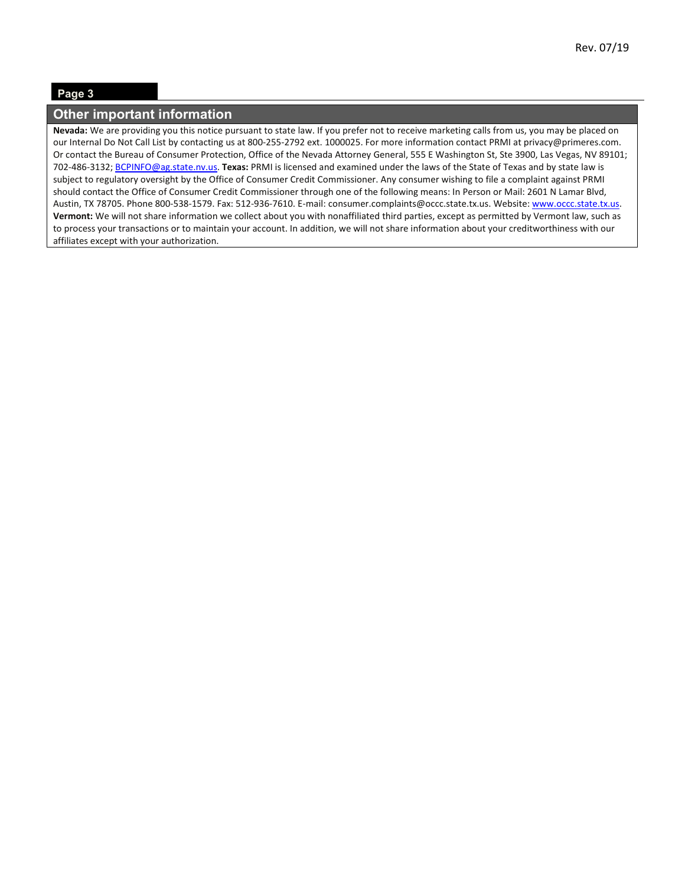## Other important information

**Nevada:** We are providing you this notice pursuant to state law. If you prefer not to receive marketing calls from us, you may be placed on our Internal Do Not Call List by contacting us at 800-255-2792 ext. 1000025. For more information contact PRMI at privacy@primeres.com. Or contact the Bureau of Consumer Protection, Office of the Nevada Attorney General, 555 E Washington St, Ste 3900, Las Vegas, NV 89101; 702-486-3132; BCPINFO@ag.state.nv.us. **Texas:** PRMI is licensed and examined under the laws of the State of Texas and by state law is subject to regulatory oversight by the Office of Consumer Credit Commissioner. Any consumer wishing to file a complaint against PRMI should contact the Office of Consumer Credit Commissioner through one of the following means: In Person or Mail: 2601 N Lamar Blvd, Austin, TX 78705. Phone 800-538-1579. Fax: 512-936-7610. E-mail: consumer.complaints@occc.state.tx.us. Website: www.occc.state.tx.us. **Vermont:** We will not share information we collect about you with nonaffiliated third parties, except as permitted by Vermont law, such as to process your transactions or to maintain your account. In addition, we will not share information about your creditworthiness with our affiliates except with your authorization.